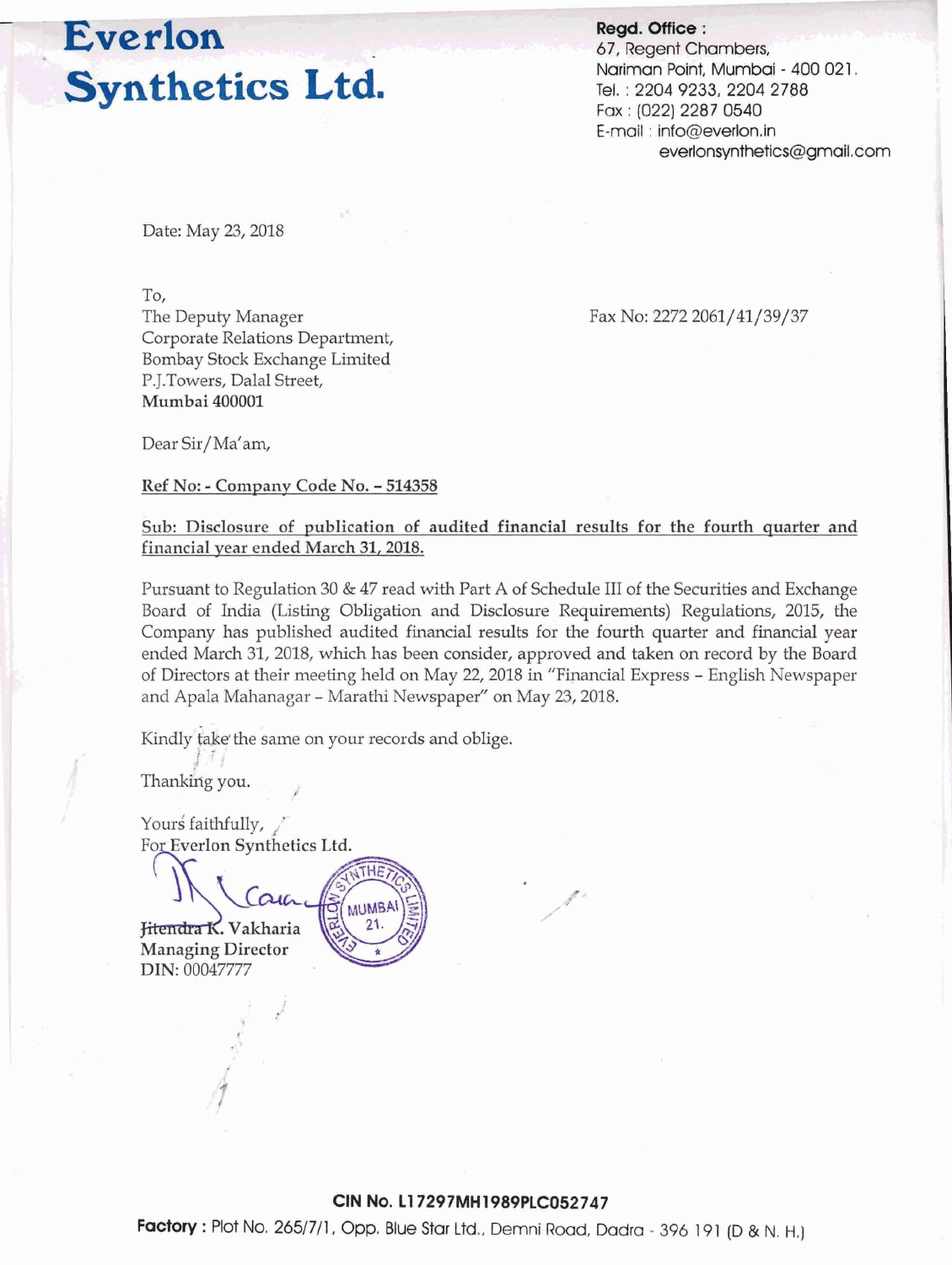# Everlon Synthetics Ltd.

**Regd. Office :**
67, Regent Chambers,
Nariman Point, Mumbai - 400 021.
Tel. : 2204 9233, 2204 2788
Fax : (022) 2287 0540
E-mail : info@everlon.in
everlonsynthetics@gmail.com

Date: May 23, 2018

To,
The Deputy Manager
Corporate Relations Department,
Bombay Stock Exchange Limited
P.J.Towers, Dalal Street,
**Mumbai 400001**

Fax No: 2272 2061/41/39/37

Dear Sir/Ma'am,

Ref No: - Company Code No. – 514358

Sub: Disclosure of publication of audited financial results for the fourth quarter and financial year ended March 31, 2018.

Pursuant to Regulation 30 & 47 read with Part A of Schedule III of the Securities and Exchange Board of India (Listing Obligation and Disclosure Requirements) Regulations, 2015, the Company has published audited financial results for the fourth quarter and financial year ended March 31, 2018, which has been consider, approved and taken on record by the Board of Directors at their meeting held on May 22, 2018 in "Financial Express – English Newspaper and Apala Mahanagar – Marathi Newspaper" on May 23, 2018.

Kindly take the same on your records and oblige.

Thanking you.

Yours faithfully,
For Everlon Synthetics Ltd.

Jitendra K. Vakharia
**Managing Director**
DIN: 00047777

**CIN No. L17297MH1989PLC052747**

**Factory :** Plot No. 265/7/1, Opp. Blue Star Ltd., Demni Road, Dadra - 396 191 (D & N. H.)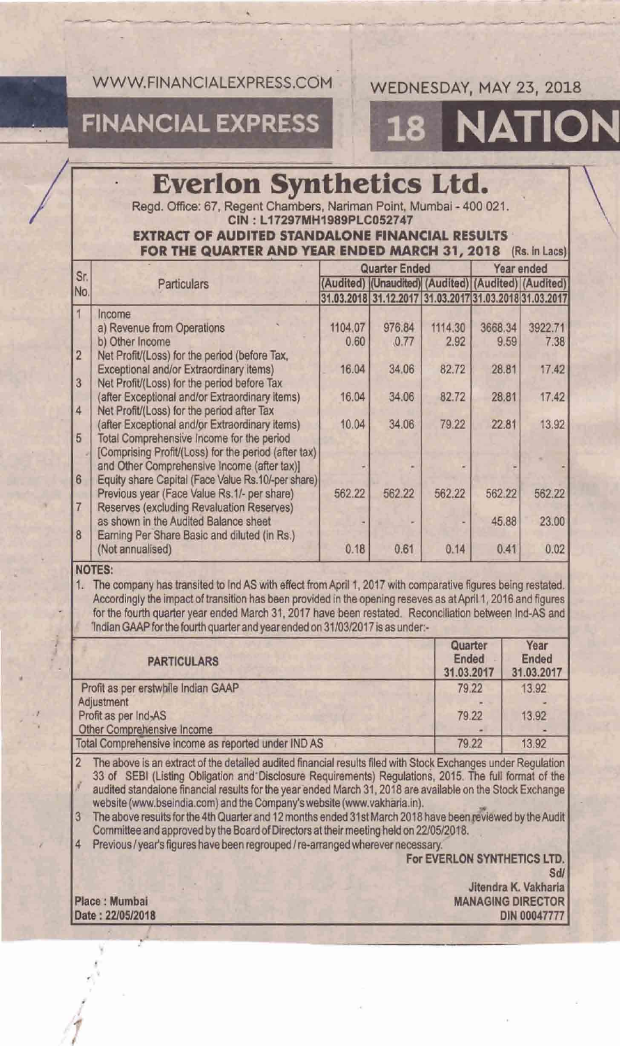# Everlon Synthetics Ltd.

Regd. Office: 67, Regent Chambers, Nariman Point, Mumbai - 400 021.

**CIN : L17297MH1989PLC052747**

**EXTRACT OF AUDITED STANDALONE FINANCIAL RESULTS FOR THE QUARTER AND YEAR ENDED MARCH 31, 2018** (Rs. In Lacs)

| Sr. No. | Particulars | Quarter Ended | | | Year ended | |
|---|---|---|---|---|---|---|
| | | (Audited) | (Unaudited) | (Audited) | (Audited) | (Audited) |
| | | 31.03.2018 | 31.12.2017 | 31.03.2017 | 31.03.2018 | 31.03.2017 |
| 1 | Income | | | | | |
| | a) Revenue from Operations | 1104.07 | 976.84 | 1114.30 | 3668.34 | 3922.71 |
| | b) Other Income | 0.60 | 0.77 | 2.92 | 9.59 | 7.38 |
| 2 | Net Profit/(Loss) for the period (before Tax, Exceptional and/or Extraordinary items) | 16.04 | 34.06 | 82.72 | 28.81 | 17.42 |
| 3 | Net Profit/(Loss) for the period before Tax (after Exceptional and/or Extraordinary items) | 16.04 | 34.06 | 82.72 | 28.81 | 17.42 |
| 4 | Net Profit/(Loss) for the period after Tax (after Exceptional and/or Extraordinary items) | 10.04 | 34.06 | 79.22 | 22.81 | 13.92 |
| 5 | Total Comprehensive Income for the period [Comprising Profit/(Loss) for the period (after tax) and Other Comprehensive Income (after tax)] | - | - | - | - | - |
| 6 | Equity share Capital (Face Value Rs.10/-per share) Previous year (Face Value Rs.1/- per share) | 562.22 | 562.22 | 562.22 | 562.22 | 562.22 |
| 7 | Reserves (excluding Revaluation Reserves) as shown in the Audited Balance sheet | - | - | - | 45.88 | 23.00 |
| 8 | Earning Per Share Basic and diluted (in Rs.) (Not annualised) | 0.18 | 0.61 | 0.14 | 0.41 | 0.02 |

**NOTES:**

1. The company has transited to Ind AS with effect from April 1, 2017 with comparative figures being restated. Accordingly the impact of transition has been provided in the opening reserves as at April 1, 2016 and figures for the fourth quarter year ended March 31, 2017 have been restated. Reconciliation between Ind-AS and Indian GAAP for the fourth quarter and year ended on 31/03/2017 is as under:-

| PARTICULARS | Quarter Ended 31.03.2017 | Year Ended 31.03.2017 |
|---|---|---|
| Profit as per erstwhile Indian GAAP | 79.22 | 13.92 |
| Adjustment | - | - |
| Profit as per Ind-AS | 79.22 | 13.92 |
| Other Comprehensive Income | - | - |
| Total Comprehensive income as reported under IND AS | 79.22 | 13.92 |

2. The above is an extract of the detailed audited financial results filed with Stock Exchanges under Regulation 33 of SEBI (Listing Obligation and Disclosure Requirements) Regulations, 2015. The full format of the audited standalone financial results for the year ended March 31, 2018 are available on the Stock Exchange website (www.bseindia.com) and the Company's website (www.vakharia.in).
3. The above results for the 4th Quarter and 12 months ended 31st March 2018 have been reviewed by the Audit Committee and approved by the Board of Directors at their meeting held on 22/05/2018.
4. Previous / year's figures have been regrouped / re-arranged wherever necessary.

For EVERLON SYNTHETICS LTD.
Sd/
Jitendra K. Vakharia
MANAGING DIRECTOR
DIN 00047777

Place : Mumbai
Date : 22/05/2018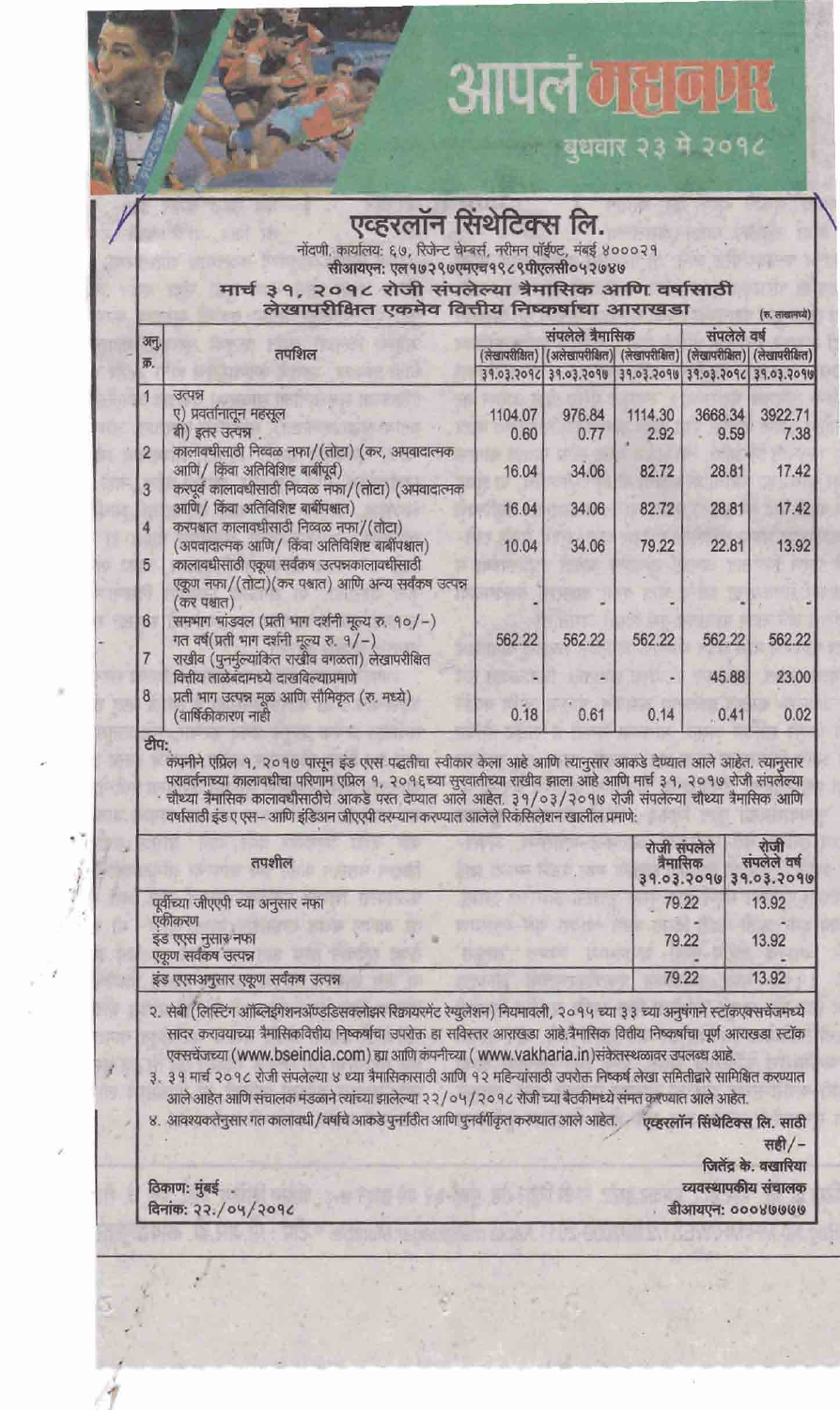# एव्हरलॉन सिंथेटिक्स लि.

नोंदणी. कार्यालय: ६७, रिजेन्ट चेम्बर्स, नरीमन पॉईण्ट, मुंबई ४०००२१
सीआयएन: एल१७२९७एमएच१९८९पीएलसी०५२७४७

## मार्च ३१, २०१८ रोजी संपलेल्या त्रैमासिक आणि वर्षासाठी लेखापरीक्षित एकमेव वित्तीय निष्कर्षांचा आराखडा

(रु. लाखांमध्ये)

| अनु. क्र. | तपशिल | संपलेले त्रैमासिक | | | संपलेले वर्ष | |
|---|---|---|---|---|---|---|
| | | (लेखापरीक्षित) | (अलेखापरीक्षित) | (लेखापरीक्षित) | (लेखापरीक्षित) | (लेखापरीक्षित) |
| | | ३१.०३.२०१८ | ३१.०३.२०१७ | ३१.०३.२०१७ | ३१.०३.२०१८ | ३१.०३.२०१७ |
| 1 | उत्पन्न<br>ए) प्रवर्तनातून महसूल<br>बी) इतर उत्पन्न | <br>1104.07<br>0.60 | <br>976.84<br>0.77 | <br>1114.30<br>2.92 | <br>3668.34<br>9.59 | <br>3922.71<br>7.38 |
| 2 | कालावधीसाठी निव्वळ नफा/(तोटा) (कर, अपवादात्मक आणि/ किंवा अतिविशिष्ट बाबींपूर्व) | 16.04 | 34.06 | 82.72 | 28.81 | 17.42 |
| 3 | करपूर्व कालावधीसाठी निव्वळ नफा/(तोटा) (अपवादात्मक आणि/ किंवा अतिविशिष्ट बाबींपश्चात) | 16.04 | 34.06 | 82.72 | 28.81 | 17.42 |
| 4 | करपश्चात कालावधीसाठी निव्वळ नफा/(तोटा) (अपवादात्मक आणि/ किंवा अतिविशिष्ट बाबींपश्चात) | 10.04 | 34.06 | 79.22 | 22.81 | 13.92 |
| 5 | कालावधीसाठी एकूण सर्वंकष उत्पन्नकालावधीसाठी एकूण नफा/(तोटा)(कर पश्चात) आणि अन्य सर्वंकष उत्पन्न (कर पश्चात) | - | - | - | - | - |
| 6 | समभाग भांडवल (प्रती भाग दर्शनी मूल्य रु. १०/-) गत वर्ष(प्रती भाग दर्शनी मूल्य रु. १/-) | 562.22 | 562.22 | 562.22 | 562.22 | 562.22 |
| 7 | राखीव (पुनर्मूल्यांकित राखीव वगळता) लेखापरीक्षित वित्तीय ताळेबंदामध्ये दाखविल्याप्रमाणे | - | - | - | 45.88 | 23.00 |
| 8 | प्रती भाग उत्पन्न मूळ आणि सौमिकृत (रु. मध्ये) (वार्षिकीकारण नाही | 0.18 | 0.61 | 0.14 | 0.41 | 0.02 |

टीप:

कंपनीने एप्रिल १, २०१७ पासून इंड एएस पद्धतीचा स्वीकार केला आहे आणि त्यानुसार आकडे देण्यात आले आहेत. त्यानुसार परावर्तनाच्या कालावधीचा परिणाम एप्रिल १, २०१६च्या सुरवातीच्या राखीव झाला आहे आणि मार्च ३१, २०१७ रोजी संपलेल्या चौथ्या त्रैमासिक कालावधीसाठीचे आकडे परत देण्यात आले आहेत. ३१/०३/२०१७ रोजी संपलेल्या चौथ्या त्रैमासिक आणि वर्षासाठी इंड ए एस– आणि इंडिअन जीएएपी दरम्यान करण्यात आलेले रिकंसिलेशन खालील प्रमाणे:

| तपशील | रोजी संपलेले त्रैमासिक ३१.०३.२०१७ | रोजी संपलेले वर्ष ३१.०३.२०१७ |
|---|---|---|
| पूर्वीच्या जीएएपी च्या अनुसार नफा | 79.22 | 13.92 |
| एकीकरण | - | - |
| इंड एएस नुसार नफा | 79.22 | 13.92 |
| एकूण सर्वंकष उत्पन्न | - | - |
| इंड एएसअनुसार एकूण सर्वंकष उत्पन्न | 79.22 | 13.92 |

२. सेबी (लिस्टिंग ऑब्लिगेशनअॅण्डडिसक्लोझर रिक्वायरमेंट रेग्युलेशन) नियमावली, २०१५ च्या ३३ च्या अनुषंगाने स्टॉकएक्सचेंजमध्ये सादर करावयाच्या त्रैमासिकवित्तीय निष्कर्षांचा उपरोक्त हा सविस्तर आराखडा आहे.त्रैमासिक वित्तीय निष्कर्षांचा पूर्ण आराखडा स्टॉक एक्सचेंजच्या (www.bseindia.com) ह्या आणि कंपनीच्या ( www.vakharia.in)संकेतस्थळावर उपलब्ध आहे.

३. ३१ मार्च २०१८ रोजी संपलेल्या ४ थ्या त्रैमासिकासाठी आणि १२ महिन्यांसाठी उपरोक्त निष्कर्ष लेखा समितीद्वारे सामिक्षित करण्यात आले आहेत आणि संचालक मंडळाने त्यांच्या झालेल्या २२/०५/२०१८ रोजीच्या बैठकीमध्ये संमत करण्यात आले आहेत.

४. आवश्यकतेनुसार गत कालावधी/वर्षाचे आकडे पुनर्गठीत आणि पुनर्वर्गीकृत करण्यात आले आहेत.

एव्हरलॉन सिंथेटिक्स लि. साठी
सही/-
जितेंद्र के. वखारिया
व्यवस्थापकीय संचालक
डीआयएन: ०००४७७७७

ठिकाण: मुंबई
दिनांक: २२/०५/२०१८